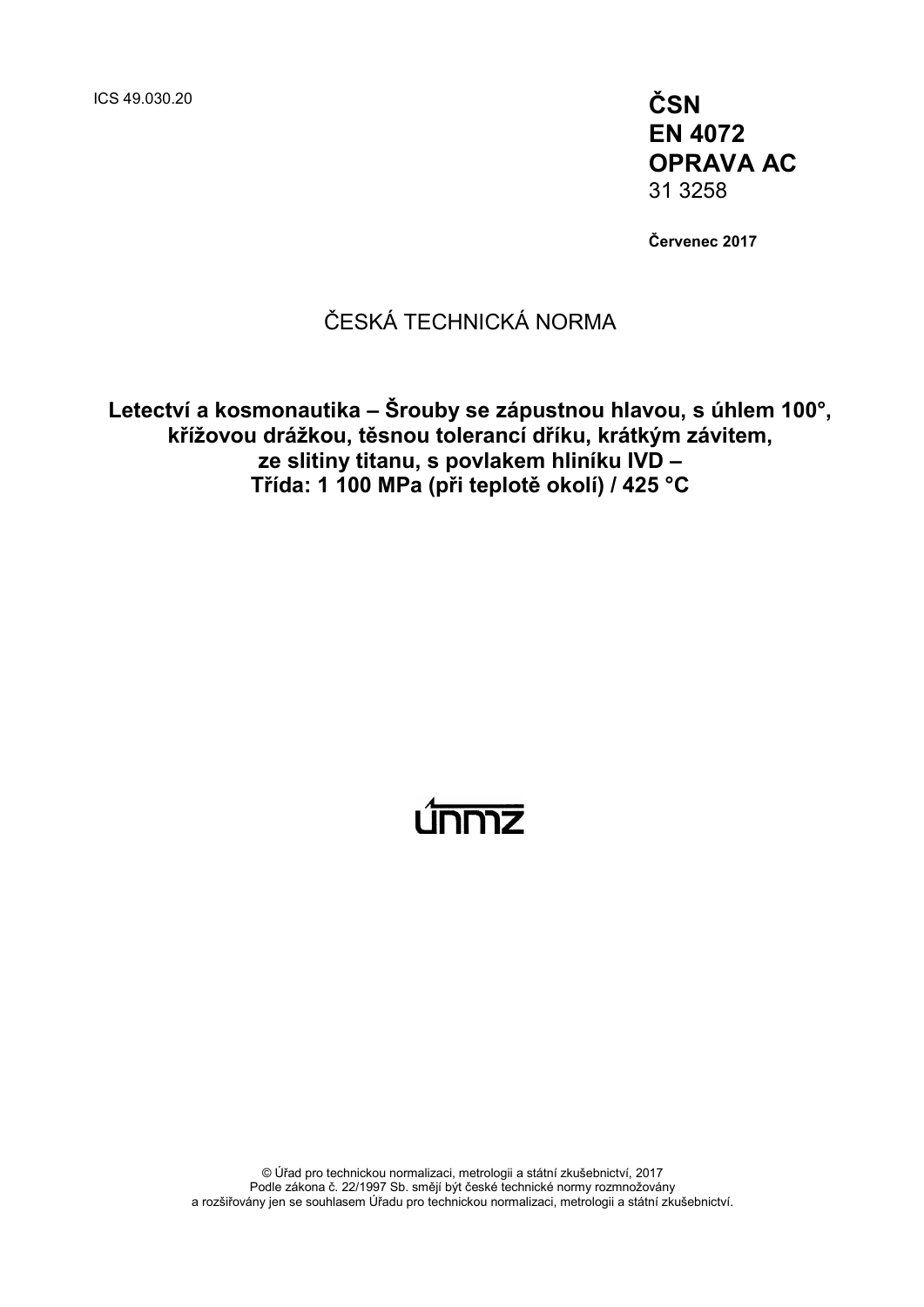ICS 49.030.20

**ČSN**
**EN 4072**
**OPRAVA AC**
31 3258

**Červenec 2017**

ČESKÁ TECHNICKÁ NORMA

# Letectví a kosmonautika – Šrouby se zápustnou hlavou, s úhlem 100°, křížovou drážkou, těsnou tolerancí dříku, krátkým závitem, ze slitiny titanu, s povlakem hliníku IVD – Třída: 1 100 MPa (při teplotě okolí) / 425 °C

únmz

© Úřad pro technickou normalizaci, metrologii a státní zkušebnictví, 2017
Podle zákona č. 22/1997 Sb. smějí být české technické normy rozmnožovány a rozšiřovány jen se souhlasem Úřadu pro technickou normalizaci, metrologii a státní zkušebnictví.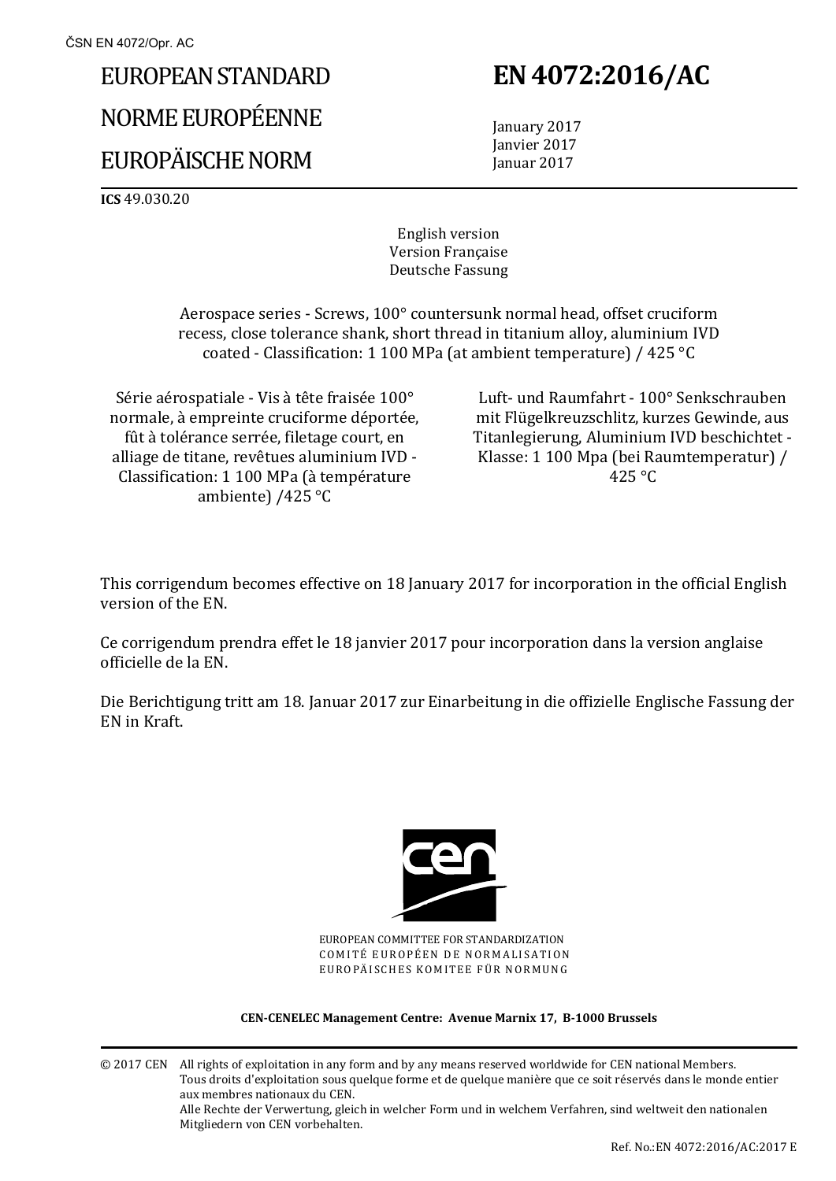# EUROPEAN STANDARD
# NORME EUROPÉENNE
# EUROPÄISCHE NORM

# EN 4072:2016/AC

January 2017
Janvier 2017
Januar 2017

**ICS** 49.030.20

English version
Version Française
Deutsche Fassung

Aerospace series - Screws, 100° countersunk normal head, offset cruciform recess, close tolerance shank, short thread in titanium alloy, aluminium IVD coated - Classification: 1 100 MPa (at ambient temperature) / 425 °C

Série aérospatiale - Vis à tête fraisée 100° normale, à empreinte cruciforme déportée, fût à tolérance serrée, filetage court, en alliage de titane, revêtues aluminium IVD - Classification: 1 100 MPa (à température ambiente) /425 °C

Luft- und Raumfahrt - 100° Senkschrauben mit Flügelkreuzschlitz, kurzes Gewinde, aus Titanlegierung, Aluminium IVD beschichtet - Klasse: 1 100 Mpa (bei Raumtemperatur) / 425 °C

This corrigendum becomes effective on 18 January 2017 for incorporation in the official English version of the EN.

Ce corrigendum prendra effet le 18 janvier 2017 pour incorporation dans la version anglaise officielle de la EN.

Die Berichtigung tritt am 18. Januar 2017 zur Einarbeitung in die offizielle Englische Fassung der EN in Kraft.

EUROPEAN COMMITTEE FOR STANDARDIZATION
COMITÉ EUROPÉEN DE NORMALISATION
EUROPÄISCHES KOMITEE FÜR NORMUNG

**CEN-CENELEC Management Centre: Avenue Marnix 17, B-1000 Brussels**

© 2017 CEN All rights of exploitation in any form and by any means reserved worldwide for CEN national Members.
Tous droits d'exploitation sous quelque forme et de quelque manière que ce soit réservés dans le monde entier aux membres nationaux du CEN.
Alle Rechte der Verwertung, gleich in welcher Form und in welchem Verfahren, sind weltweit den nationalen Mitgliedern von CEN vorbehalten.

Ref. No.:EN 4072:2016/AC:2017 E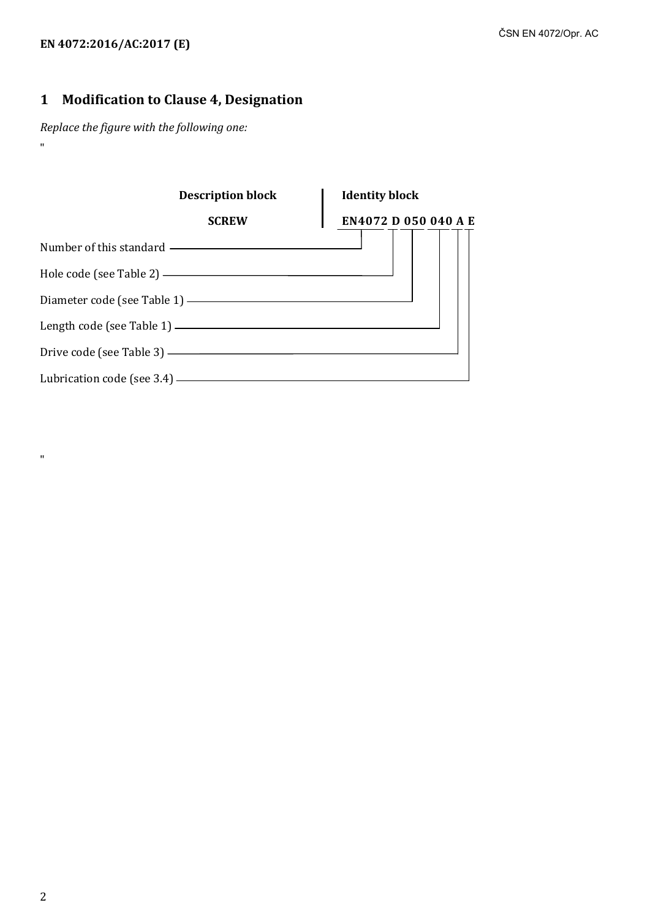## 1 Modification to Clause 4, Designation

*Replace the figure with the following one:*

"

| Description block | Identity block |
| --- | --- |
| **SCREW** | **EN4072 D 050 040 A E** |

Number of this standard — EN4072

Hole code (see Table 2) — D

Diameter code (see Table 1) — 050

Length code (see Table 1) — 040

Drive code (see Table 3) — A

Lubrication code (see 3.4) — E

"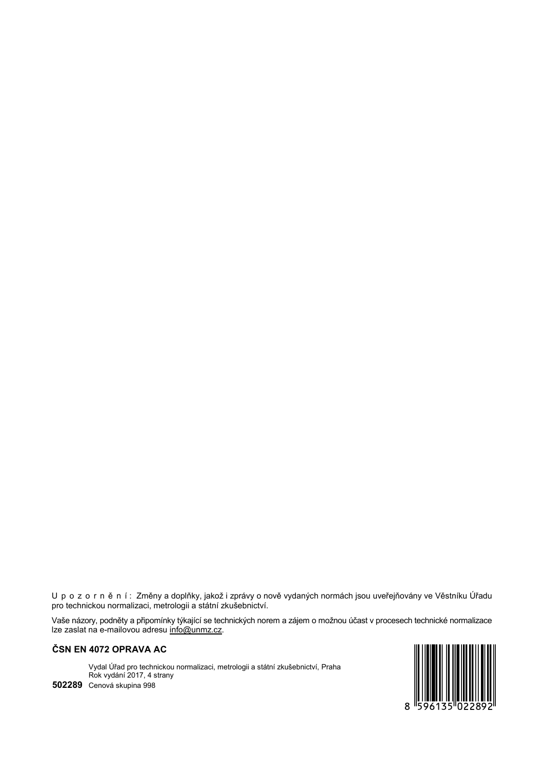U p o z o r n ě n í : Změny a doplňky, jakož i zprávy o nově vydaných normách jsou uveřejňovány ve Věstníku Úřadu pro technickou normalizaci, metrologii a státní zkušebnictví.

Vaše názory, podněty a připomínky týkající se technických norem a zájem o možnou účast v procesech technické normalizace lze zaslat na e-mailovou adresu info@unmz.cz.

**ČSN EN 4072 OPRAVA AC**

Vydal Úřad pro technickou normalizaci, metrologii a státní zkušebnictví, Praha
Rok vydání 2017, 4 strany

**502289** Cenová skupina 998

8 596135 022892